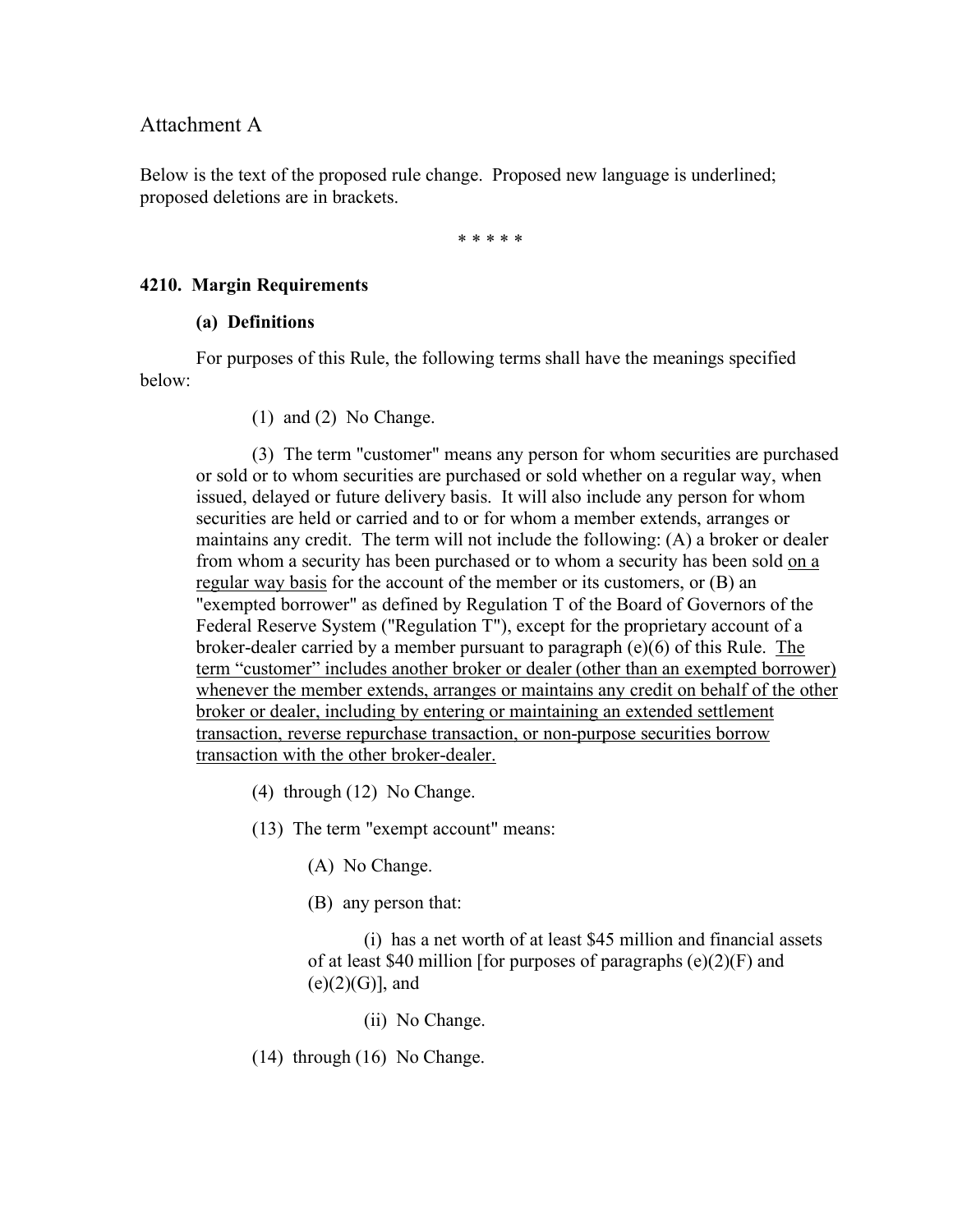Attachment A

Below is the text of the proposed rule change. Proposed new language is underlined; proposed deletions are in brackets.

\* \* \* \* \*

**4210. Margin Requirements**

**(a) Definitions**

For purposes of this Rule, the following terms shall have the meanings specified below:

(1) and (2) No Change.

(3) The term "customer" means any person for whom securities are purchased or sold or to whom securities are purchased or sold whether on a regular way, when issued, delayed or future delivery basis. It will also include any person for whom securities are held or carried and to or for whom a member extends, arranges or maintains any credit. The term will not include the following: (A) a broker or dealer from whom a security has been purchased or to whom a security has been sold <u>on a regular way basis</u> for the account of the member or its customers, or (B) an "exempted borrower" as defined by Regulation T of the Board of Governors of the Federal Reserve System ("Regulation T"), except for the proprietary account of a broker-dealer carried by a member pursuant to paragraph (e)(6) of this Rule. <u>The term "customer" includes another broker or dealer (other than an exempted borrower) whenever the member extends, arranges or maintains any credit on behalf of the other broker or dealer, including by entering or maintaining an extended settlement transaction, reverse repurchase transaction, or non-purpose securities borrow transaction with the other broker-dealer.</u>

(4) through (12) No Change.

(13) The term "exempt account" means:

(A) No Change.

(B) any person that:

(i) has a net worth of at least $45 million and financial assets of at least $40 million [for purposes of paragraphs (e)(2)(F) and (e)(2)(G)], and

(ii) No Change.

(14) through (16) No Change.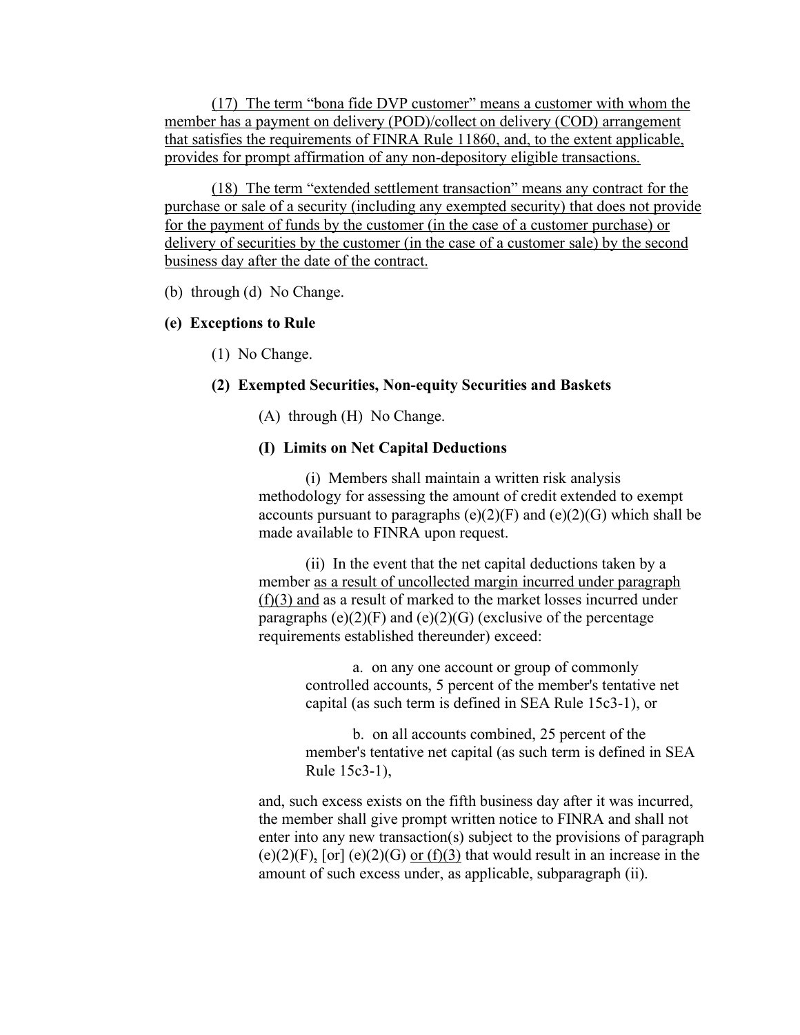(17) The term “bona fide DVP customer” means a customer with whom the member has a payment on delivery (POD)/collect on delivery (COD) arrangement that satisfies the requirements of FINRA Rule 11860, and, to the extent applicable, provides for prompt affirmation of any non-depository eligible transactions.

(18) The term “extended settlement transaction” means any contract for the purchase or sale of a security (including any exempted security) that does not provide for the payment of funds by the customer (in the case of a customer purchase) or delivery of securities by the customer (in the case of a customer sale) by the second business day after the date of the contract.

(b) through (d) No Change.

**(e) Exceptions to Rule**

(1) No Change.

**(2) Exempted Securities, Non-equity Securities and Baskets**

(A) through (H) No Change.

**(I) Limits on Net Capital Deductions**

(i) Members shall maintain a written risk analysis methodology for assessing the amount of credit extended to exempt accounts pursuant to paragraphs (e)(2)(F) and (e)(2)(G) which shall be made available to FINRA upon request.

(ii) In the event that the net capital deductions taken by a member as a result of uncollected margin incurred under paragraph (f)(3) and as a result of marked to the market losses incurred under paragraphs (e)(2)(F) and (e)(2)(G) (exclusive of the percentage requirements established thereunder) exceed:

a. on any one account or group of commonly controlled accounts, 5 percent of the member's tentative net capital (as such term is defined in SEA Rule 15c3-1), or

b. on all accounts combined, 25 percent of the member's tentative net capital (as such term is defined in SEA Rule 15c3-1),

and, such excess exists on the fifth business day after it was incurred, the member shall give prompt written notice to FINRA and shall not enter into any new transaction(s) subject to the provisions of paragraph (e)(2)(F), [or] (e)(2)(G) or (f)(3) that would result in an increase in the amount of such excess under, as applicable, subparagraph (ii).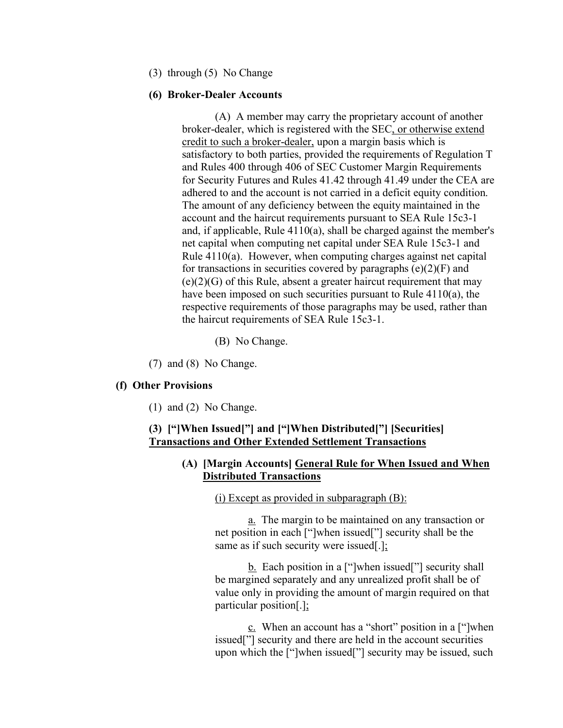(3) through (5) No Change

**(6) Broker-Dealer Accounts**

(A) A member may carry the proprietary account of another broker-dealer, which is registered with the SEC<u>, or otherwise extend credit to such a broker-dealer,</u> upon a margin basis which is satisfactory to both parties, provided the requirements of Regulation T and Rules 400 through 406 of SEC Customer Margin Requirements for Security Futures and Rules 41.42 through 41.49 under the CEA are adhered to and the account is not carried in a deficit equity condition. The amount of any deficiency between the equity maintained in the account and the haircut requirements pursuant to SEA Rule 15c3-1 and, if applicable, Rule 4110(a), shall be charged against the member's net capital when computing net capital under SEA Rule 15c3-1 and Rule 4110(a). However, when computing charges against net capital for transactions in securities covered by paragraphs (e)(2)(F) and (e)(2)(G) of this Rule, absent a greater haircut requirement that may have been imposed on such securities pursuant to Rule 4110(a), the respective requirements of those paragraphs may be used, rather than the haircut requirements of SEA Rule 15c3-1.

(B) No Change.

(7) and (8) No Change.

**(f) Other Provisions**

(1) and (2) No Change.

**(3) ["]When Issued["] and ["]When Distributed["] [Securities] <u>Transactions and Other Extended Settlement Transactions</u>**

**(A) [Margin Accounts] <u>General Rule for When Issued and When Distributed Transactions</u>**

<u>(i) Except as provided in subparagraph (B):</u>

<u>a.</u> The margin to be maintained on any transaction or net position in each ["]when issued["] security shall be the same as if such security were issued[.]<u>;</u>

<u>b.</u> Each position in a ["]when issued["] security shall be margined separately and any unrealized profit shall be of value only in providing the amount of margin required on that particular position[.]<u>;</u>

<u>c.</u> When an account has a "short" position in a ["]when issued["] security and there are held in the account securities upon which the ["]when issued["] security may be issued, such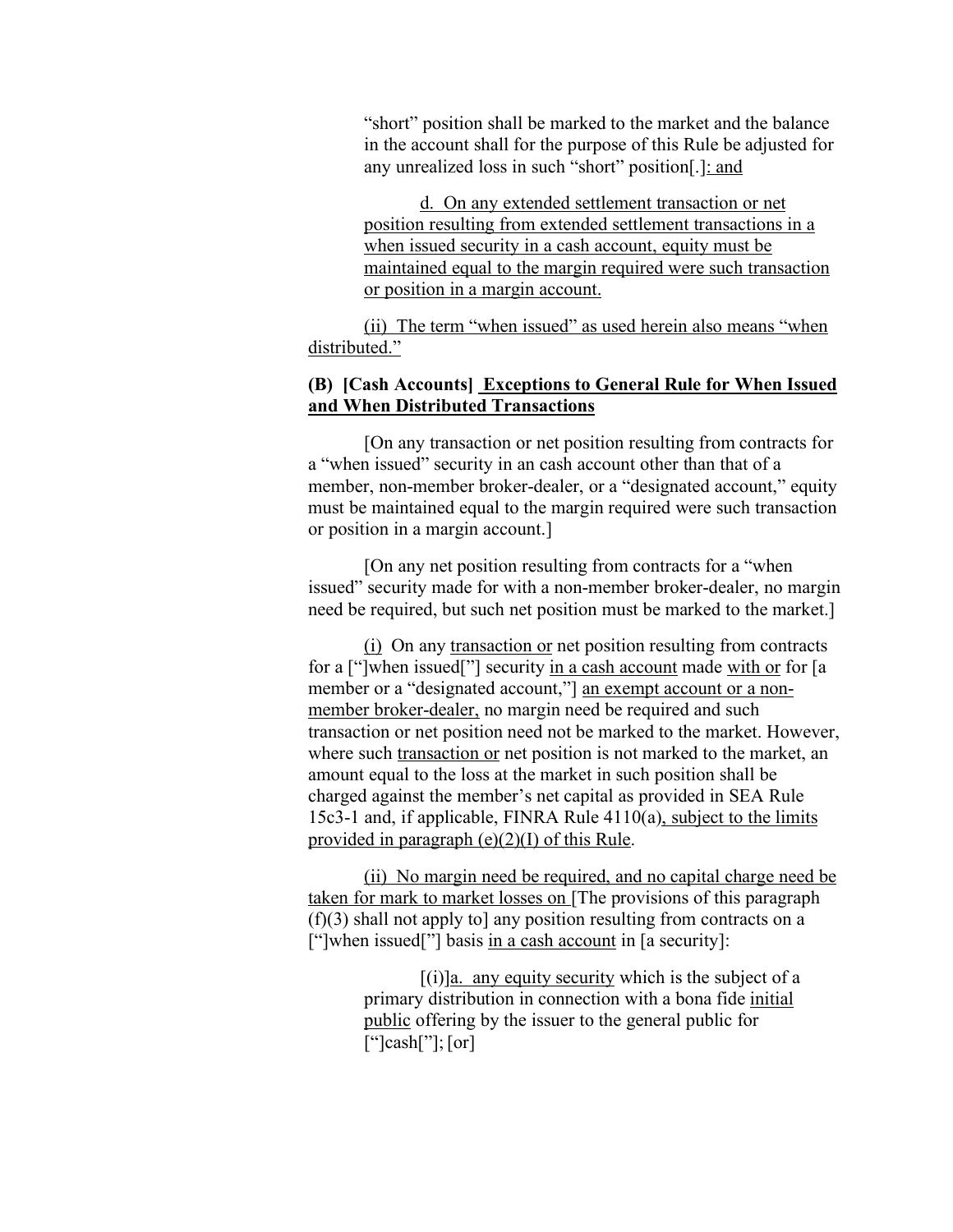"short" position shall be marked to the market and the balance in the account shall for the purpose of this Rule be adjusted for any unrealized loss in such "short" position[.]: and

d. On any extended settlement transaction or net position resulting from extended settlement transactions in a when issued security in a cash account, equity must be maintained equal to the margin required were such transaction or position in a margin account.

(ii) The term "when issued" as used herein also means "when distributed."

**(B) [Cash Accounts] Exceptions to General Rule for When Issued and When Distributed Transactions**

[On any transaction or net position resulting from contracts for a "when issued" security in an cash account other than that of a member, non-member broker-dealer, or a "designated account," equity must be maintained equal to the margin required were such transaction or position in a margin account.]

[On any net position resulting from contracts for a "when issued" security made for with a non-member broker-dealer, no margin need be required, but such net position must be marked to the market.]

(i) On any transaction or net position resulting from contracts for a ["]when issued["] security in a cash account made with or for [a member or a "designated account,"] an exempt account or a non-member broker-dealer, no margin need be required and such transaction or net position need not be marked to the market. However, where such transaction or net position is not marked to the market, an amount equal to the loss at the market in such position shall be charged against the member's net capital as provided in SEA Rule 15c3-1 and, if applicable, FINRA Rule 4110(a), subject to the limits provided in paragraph (e)(2)(I) of this Rule.

(ii) No margin need be required, and no capital charge need be taken for mark to market losses on [The provisions of this paragraph (f)(3) shall not apply to] any position resulting from contracts on a ["]when issued["] basis in a cash account in [a security]:

[(i)]a. any equity security which is the subject of a primary distribution in connection with a bona fide initial public offering by the issuer to the general public for ["]cash["]; [or]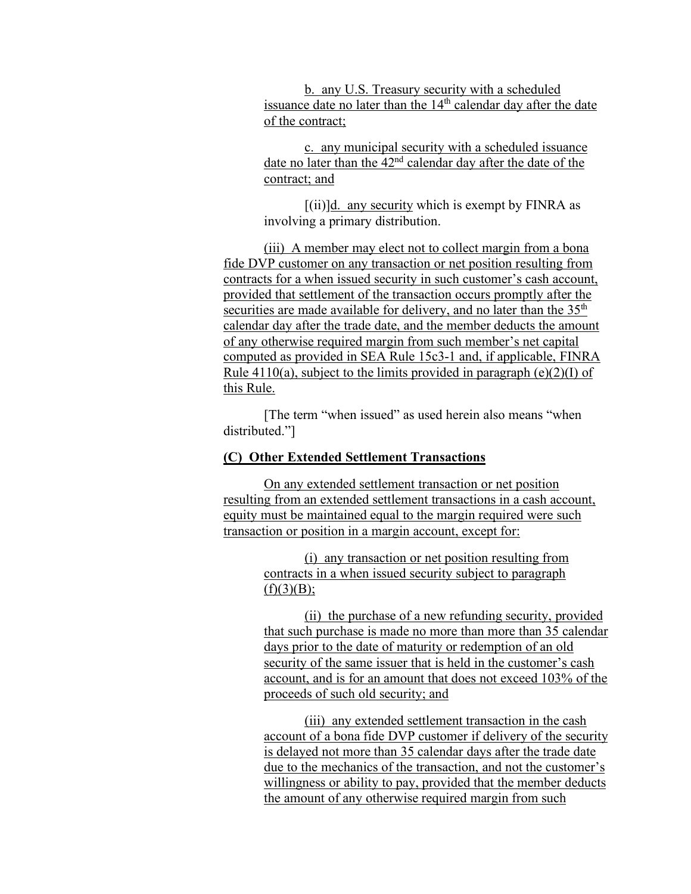b. any U.S. Treasury security with a scheduled issuance date no later than the 14th calendar day after the date of the contract;

c. any municipal security with a scheduled issuance date no later than the 42nd calendar day after the date of the contract; and

[(ii)]d. any security which is exempt by FINRA as involving a primary distribution.

(iii) A member may elect not to collect margin from a bona fide DVP customer on any transaction or net position resulting from contracts for a when issued security in such customer's cash account, provided that settlement of the transaction occurs promptly after the securities are made available for delivery, and no later than the 35th calendar day after the trade date, and the member deducts the amount of any otherwise required margin from such member's net capital computed as provided in SEA Rule 15c3-1 and, if applicable, FINRA Rule 4110(a), subject to the limits provided in paragraph (e)(2)(I) of this Rule.

[The term "when issued" as used herein also means "when distributed."]

**(C) Other Extended Settlement Transactions**

On any extended settlement transaction or net position resulting from an extended settlement transactions in a cash account, equity must be maintained equal to the margin required were such transaction or position in a margin account, except for:

(i) any transaction or net position resulting from contracts in a when issued security subject to paragraph (f)(3)(B);

(ii) the purchase of a new refunding security, provided that such purchase is made no more than more than 35 calendar days prior to the date of maturity or redemption of an old security of the same issuer that is held in the customer's cash account, and is for an amount that does not exceed 103% of the proceeds of such old security; and

(iii) any extended settlement transaction in the cash account of a bona fide DVP customer if delivery of the security is delayed not more than 35 calendar days after the trade date due to the mechanics of the transaction, and not the customer's willingness or ability to pay, provided that the member deducts the amount of any otherwise required margin from such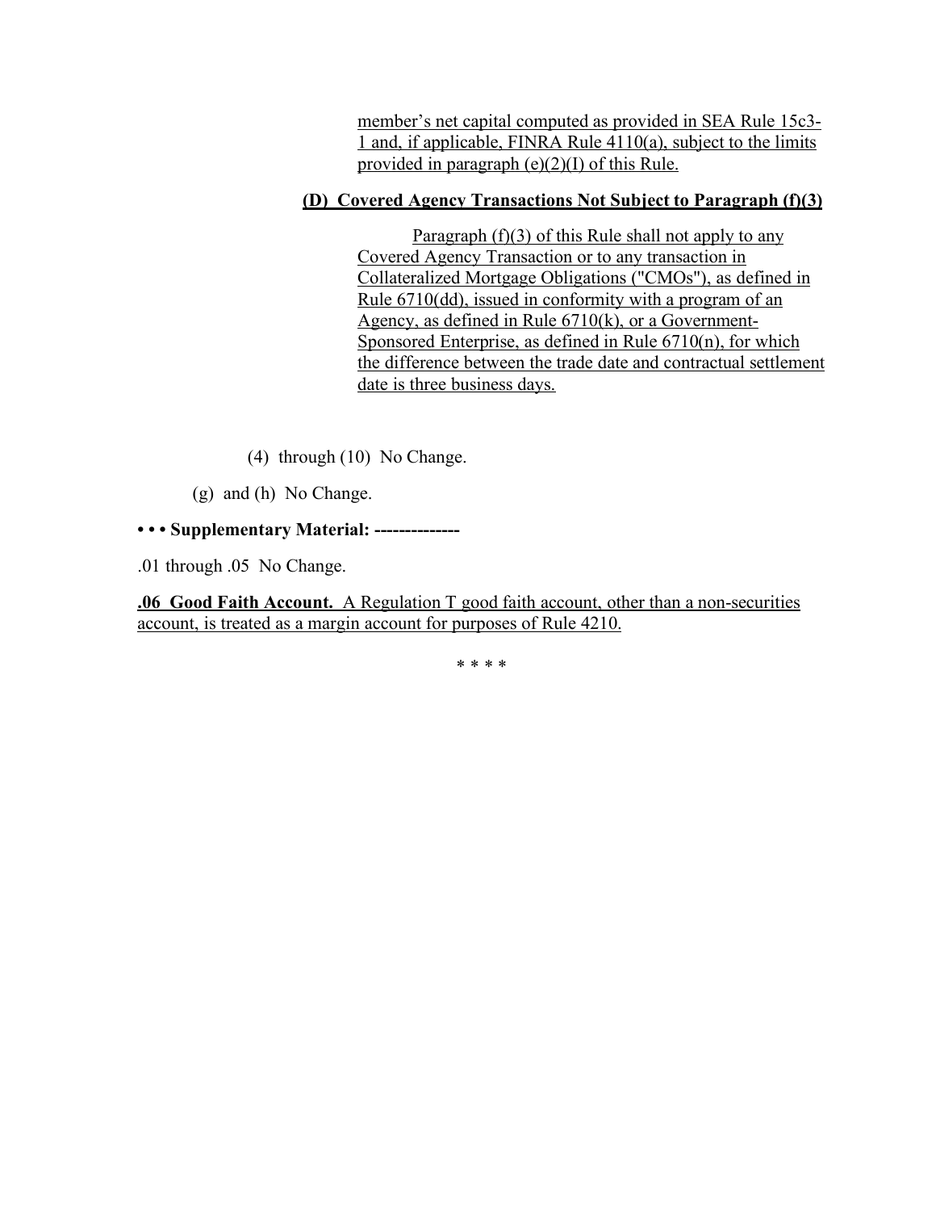member's net capital computed as provided in SEA Rule 15c3-1 and, if applicable, FINRA Rule 4110(a), subject to the limits provided in paragraph (e)(2)(I) of this Rule.

**(D) Covered Agency Transactions Not Subject to Paragraph (f)(3)**

Paragraph (f)(3) of this Rule shall not apply to any Covered Agency Transaction or to any transaction in Collateralized Mortgage Obligations ("CMOs"), as defined in Rule 6710(dd), issued in conformity with a program of an Agency, as defined in Rule 6710(k), or a Government-Sponsored Enterprise, as defined in Rule 6710(n), for which the difference between the trade date and contractual settlement date is three business days.

(4) through (10) No Change.

(g) and (h) No Change.

**• • • Supplementary Material: --------------**

.01 through .05 No Change.

**.06 Good Faith Account.** A Regulation T good faith account, other than a non-securities account, is treated as a margin account for purposes of Rule 4210.

\* \* \* \*